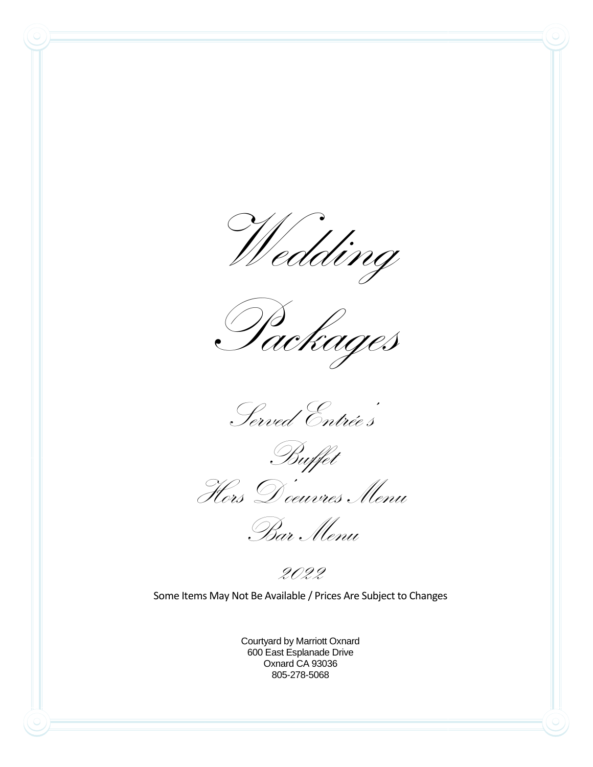# Wedding Packages

*Served Entrée's*

*Buffet*

*Hors D'oeuvres Menu*

*Bar Menu*

*2022*

Some Items May Not Be Available / Prices Are Subject to Changes

Courtyard by Marriott Oxnard
600 East Esplanade Drive
Oxnard CA 93036
805-278-5068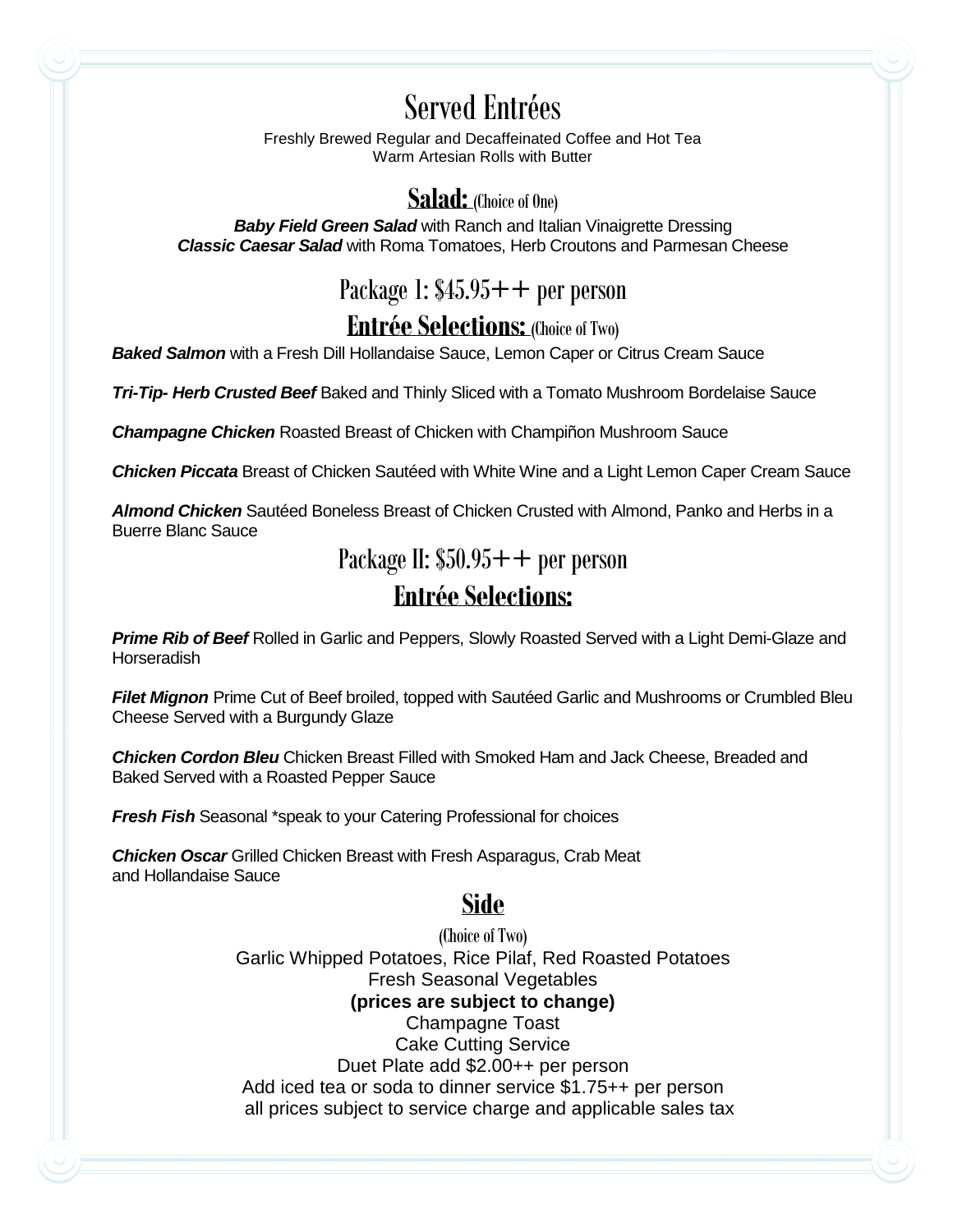# Served Entrées

Freshly Brewed Regular and Decaffeinated Coffee and Hot Tea
Warm Artesian Rolls with Butter

## Salad: (Choice of One)

***Baby Field Green Salad*** with Ranch and Italian Vinaigrette Dressing
***Classic Caesar Salad*** with Roma Tomatoes, Herb Croutons and Parmesan Cheese

## Package 1: $45.95++ per person

### Entrée Selections: (Choice of Two)

***Baked Salmon*** with a Fresh Dill Hollandaise Sauce, Lemon Caper or Citrus Cream Sauce

***Tri-Tip- Herb Crusted Beef*** Baked and Thinly Sliced with a Tomato Mushroom Bordelaise Sauce

***Champagne Chicken*** Roasted Breast of Chicken with Champiñon Mushroom Sauce

***Chicken Piccata*** Breast of Chicken Sautéed with White Wine and a Light Lemon Caper Cream Sauce

***Almond Chicken*** Sautéed Boneless Breast of Chicken Crusted with Almond, Panko and Herbs in a Buerre Blanc Sauce

## Package II: $50.95++ per person

### Entrée Selections:

***Prime Rib of Beef*** Rolled in Garlic and Peppers, Slowly Roasted Served with a Light Demi-Glaze and Horseradish

***Filet Mignon*** Prime Cut of Beef broiled, topped with Sautéed Garlic and Mushrooms or Crumbled Bleu Cheese Served with a Burgundy Glaze

***Chicken Cordon Bleu*** Chicken Breast Filled with Smoked Ham and Jack Cheese, Breaded and Baked Served with a Roasted Pepper Sauce

***Fresh Fish*** Seasonal *speak to your Catering Professional for choices

***Chicken Oscar*** Grilled Chicken Breast with Fresh Asparagus, Crab Meat and Hollandaise Sauce

## Side

(Choice of Two)

Garlic Whipped Potatoes, Rice Pilaf, Red Roasted Potatoes
Fresh Seasonal Vegetables

**(prices are subject to change)**

Champagne Toast
Cake Cutting Service
Duet Plate add $2.00++ per person
Add iced tea or soda to dinner service $1.75++ per person
all prices subject to service charge and applicable sales tax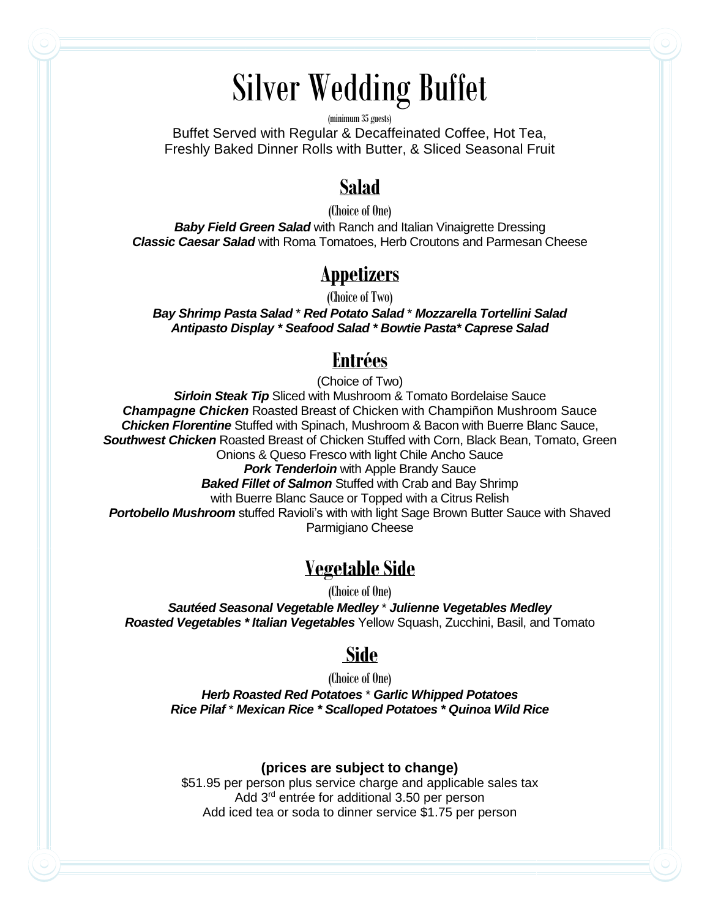# Silver Wedding Buffet

(minimum 35 guests)

Buffet Served with Regular & Decaffeinated Coffee, Hot Tea,
Freshly Baked Dinner Rolls with Butter, & Sliced Seasonal Fruit

## Salad

(Choice of One)

***Baby Field Green Salad*** with Ranch and Italian Vinaigrette Dressing
***Classic Caesar Salad*** with Roma Tomatoes, Herb Croutons and Parmesan Cheese

## Appetizers

(Choice of Two)

***Bay Shrimp Pasta Salad*** * ***Red Potato Salad*** * ***Mozzarella Tortellini Salad***
***Antipasto Display * Seafood Salad * Bowtie Pasta* Caprese Salad***

## Entrées

(Choice of Two)

***Sirloin Steak Tip*** Sliced with Mushroom & Tomato Bordelaise Sauce
***Champagne Chicken*** Roasted Breast of Chicken with Champiñon Mushroom Sauce
***Chicken Florentine*** Stuffed with Spinach, Mushroom & Bacon with Buerre Blanc Sauce,
***Southwest Chicken*** Roasted Breast of Chicken Stuffed with Corn, Black Bean, Tomato, Green Onions & Queso Fresco with light Chile Ancho Sauce
***Pork Tenderloin*** with Apple Brandy Sauce
***Baked Fillet of Salmon*** Stuffed with Crab and Bay Shrimp
with Buerre Blanc Sauce or Topped with a Citrus Relish
***Portobello Mushroom*** stuffed Ravioli's with with light Sage Brown Butter Sauce with Shaved Parmigiano Cheese

## Vegetable Side

(Choice of One)

***Sautéed Seasonal Vegetable Medley*** * ***Julienne Vegetables Medley***
***Roasted Vegetables * Italian Vegetables*** Yellow Squash, Zucchini, Basil, and Tomato

## Side

(Choice of One)

***Herb Roasted Red Potatoes*** * ***Garlic Whipped Potatoes***
***Rice Pilaf*** * ***Mexican Rice * Scalloped Potatoes * Quinoa Wild Rice***

**(prices are subject to change)**

$51.95 per person plus service charge and applicable sales tax
Add 3rd entrée for additional 3.50 per person
Add iced tea or soda to dinner service $1.75 per person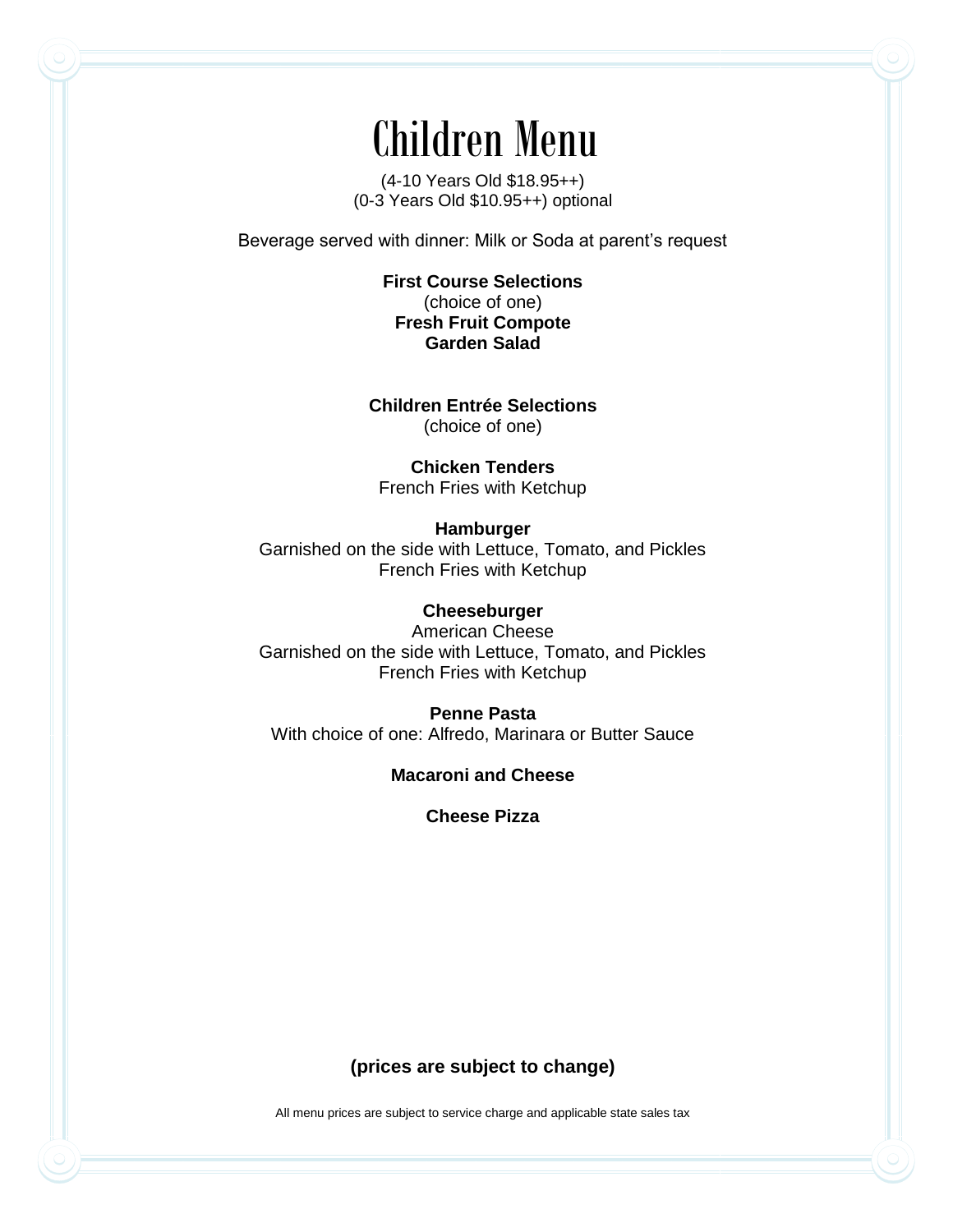# Children Menu

(4-10 Years Old $18.95++)
(0-3 Years Old $10.95++) optional

Beverage served with dinner: Milk or Soda at parent's request

**First Course Selections**
(choice of one)
**Fresh Fruit Compote**
**Garden Salad**

**Children Entrée Selections**
(choice of one)

**Chicken Tenders**
French Fries with Ketchup

**Hamburger**
Garnished on the side with Lettuce, Tomato, and Pickles
French Fries with Ketchup

**Cheeseburger**
American Cheese
Garnished on the side with Lettuce, Tomato, and Pickles
French Fries with Ketchup

**Penne Pasta**
With choice of one: Alfredo, Marinara or Butter Sauce

**Macaroni and Cheese**

**Cheese Pizza**

**(prices are subject to change)**

All menu prices are subject to service charge and applicable state sales tax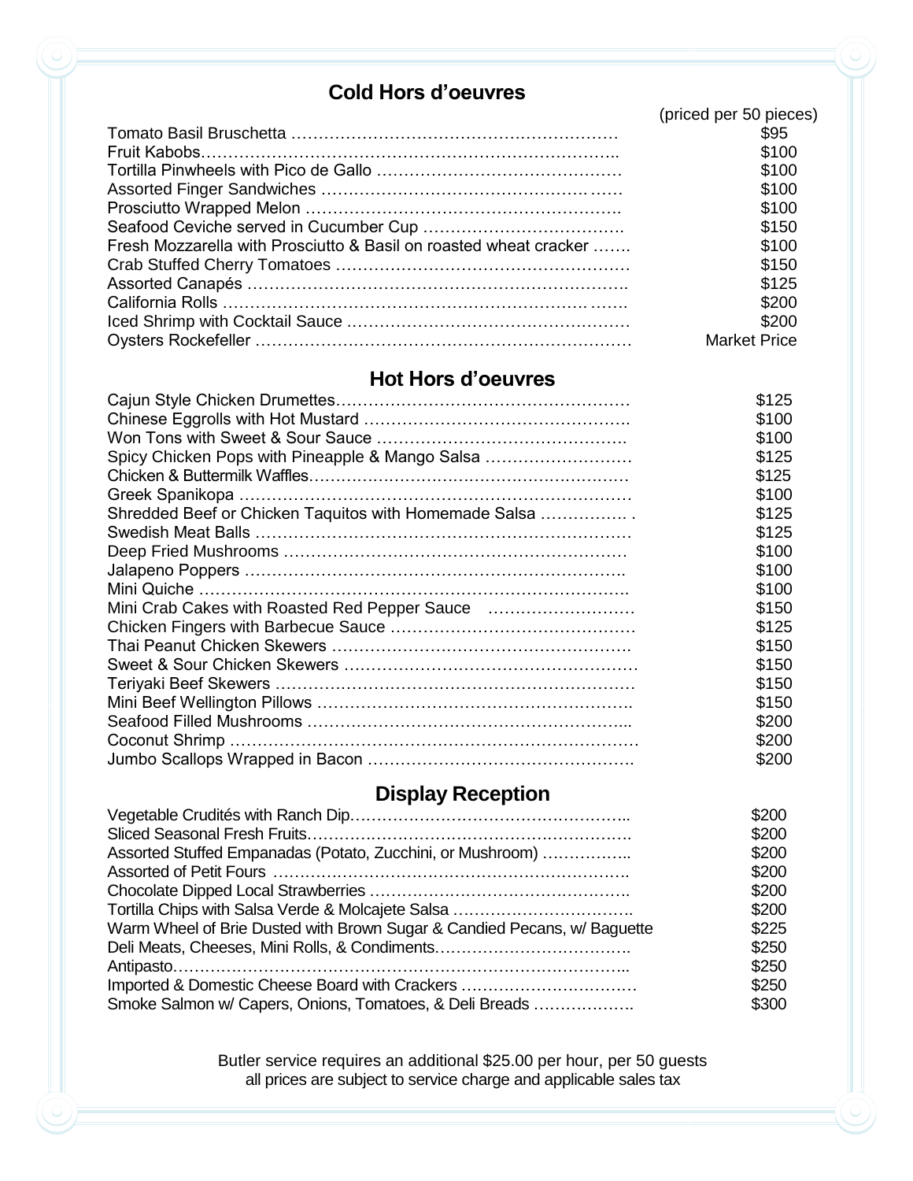## Cold Hors d'oeuvres

| Item | (priced per 50 pieces) |
| --- | --- |
| Tomato Basil Bruschetta | $95 |
| Fruit Kabobs | $100 |
| Tortilla Pinwheels with Pico de Gallo | $100 |
| Assorted Finger Sandwiches | $100 |
| Prosciutto Wrapped Melon | $100 |
| Seafood Ceviche served in Cucumber Cup | $150 |
| Fresh Mozzarella with Prosciutto & Basil on roasted wheat cracker | $100 |
| Crab Stuffed Cherry Tomatoes | $150 |
| Assorted Canapés | $125 |
| California Rolls | $200 |
| Iced Shrimp with Cocktail Sauce | $200 |
| Oysters Rockefeller | Market Price |

## Hot Hors d'oeuvres

| Item | Price |
| --- | --- |
| Cajun Style Chicken Drumettes | $125 |
| Chinese Eggrolls with Hot Mustard | $100 |
| Won Tons with Sweet & Sour Sauce | $100 |
| Spicy Chicken Pops with Pineapple & Mango Salsa | $125 |
| Chicken & Buttermilk Waffles | $125 |
| Greek Spanikopa | $100 |
| Shredded Beef or Chicken Taquitos with Homemade Salsa | $125 |
| Swedish Meat Balls | $125 |
| Deep Fried Mushrooms | $100 |
| Jalapeno Poppers | $100 |
| Mini Quiche | $100 |
| Mini Crab Cakes with Roasted Red Pepper Sauce | $150 |
| Chicken Fingers with Barbecue Sauce | $125 |
| Thai Peanut Chicken Skewers | $150 |
| Sweet & Sour Chicken Skewers | $150 |
| Teriyaki Beef Skewers | $150 |
| Mini Beef Wellington Pillows | $150 |
| Seafood Filled Mushrooms | $200 |
| Coconut Shrimp | $200 |
| Jumbo Scallops Wrapped in Bacon | $200 |

## Display Reception

| Item | Price |
| --- | --- |
| Vegetable Crudités with Ranch Dip | $200 |
| Sliced Seasonal Fresh Fruits | $200 |
| Assorted Stuffed Empanadas (Potato, Zucchini, or Mushroom) | $200 |
| Assorted of Petit Fours | $200 |
| Chocolate Dipped Local Strawberries | $200 |
| Tortilla Chips with Salsa Verde & Molcajete Salsa | $200 |
| Warm Wheel of Brie Dusted with Brown Sugar & Candied Pecans, w/ Baguette | $225 |
| Deli Meats, Cheeses, Mini Rolls, & Condiments | $250 |
| Antipasto | $250 |
| Imported & Domestic Cheese Board with Crackers | $250 |
| Smoke Salmon w/ Capers, Onions, Tomatoes, & Deli Breads | $300 |

Butler service requires an additional $25.00 per hour, per 50 guests
all prices are subject to service charge and applicable sales tax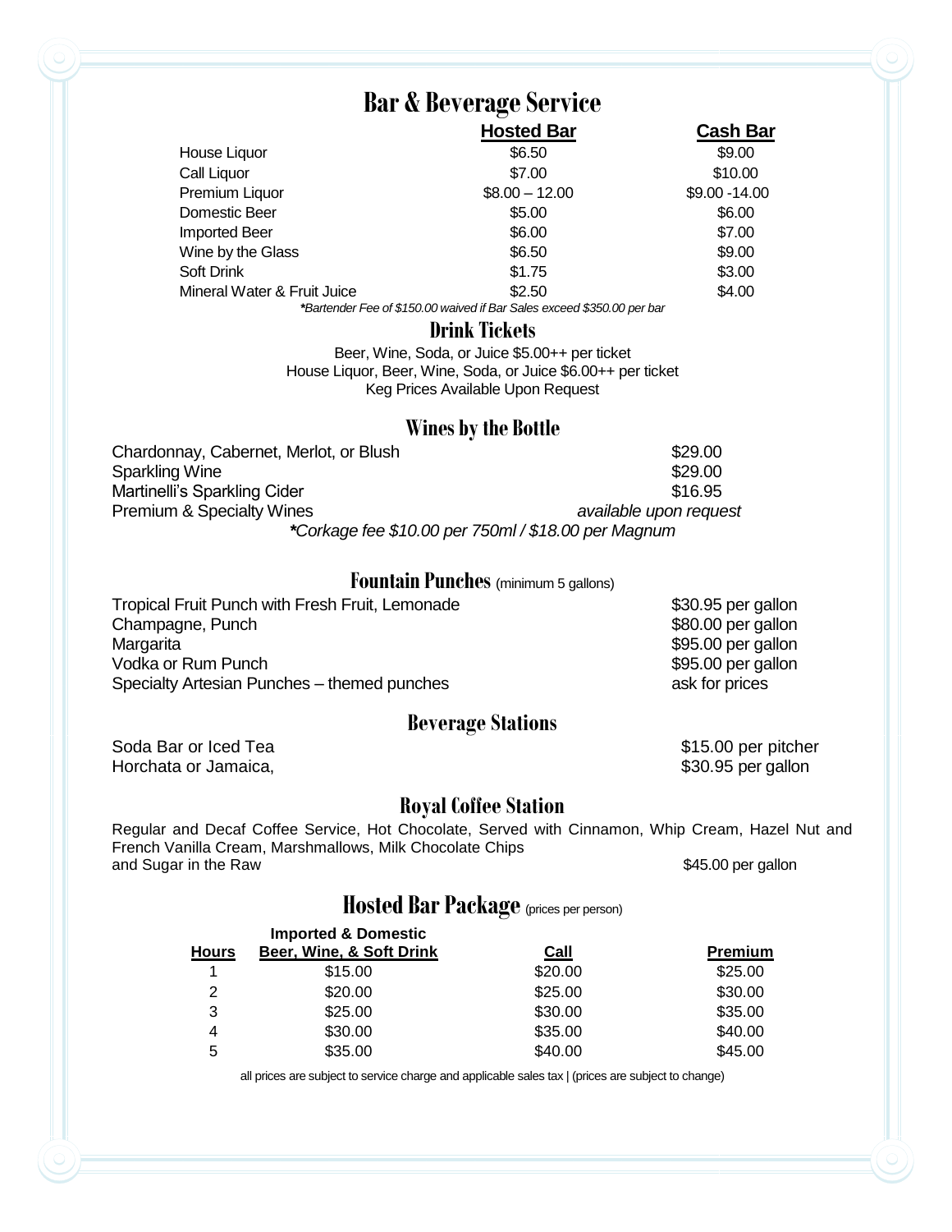# Bar & Beverage Service

| | Hosted Bar | Cash Bar |
|---|---|---|
| House Liquor | $6.50 | $9.00 |
| Call Liquor | $7.00 | $10.00 |
| Premium Liquor | $8.00 – 12.00 | $9.00 -14.00 |
| Domestic Beer | $5.00 | $6.00 |
| Imported Beer | $6.00 | $7.00 |
| Wine by the Glass | $6.50 | $9.00 |
| Soft Drink | $1.75 | $3.00 |
| Mineral Water & Fruit Juice | $2.50 | $4.00 |

*\*Bartender Fee of $150.00 waived if Bar Sales exceed $350.00 per bar*

## Drink Tickets

Beer, Wine, Soda, or Juice $5.00++ per ticket
House Liquor, Beer, Wine, Soda, or Juice $6.00++ per ticket
Keg Prices Available Upon Request

## Wines by the Bottle

| | |
|---|---|
| Chardonnay, Cabernet, Merlot, or Blush | $29.00 |
| Sparkling Wine | $29.00 |
| Martinelli's Sparkling Cider | $16.95 |
| Premium & Specialty Wines | *available upon request* |

*\*Corkage fee $10.00 per 750ml / $18.00 per Magnum*

## Fountain Punches (minimum 5 gallons)

| | |
|---|---|
| Tropical Fruit Punch with Fresh Fruit, Lemonade | $30.95 per gallon |
| Champagne, Punch | $80.00 per gallon |
| Margarita | $95.00 per gallon |
| Vodka or Rum Punch | $95.00 per gallon |
| Specialty Artesian Punches – themed punches | ask for prices |

## Beverage Stations

| | |
|---|---|
| Soda Bar or Iced Tea | $15.00 per pitcher |
| Horchata or Jamaica, | $30.95 per gallon |

## Royal Coffee Station

Regular and Decaf Coffee Service, Hot Chocolate, Served with Cinnamon, Whip Cream, Hazel Nut and French Vanilla Cream, Marshmallows, Milk Chocolate Chips and Sugar in the Raw — $45.00 per gallon

## Hosted Bar Package (prices per person)

| Hours | Imported & Domestic Beer, Wine, & Soft Drink | Call | Premium |
|---|---|---|---|
| 1 | $15.00 | $20.00 | $25.00 |
| 2 | $20.00 | $25.00 | $30.00 |
| 3 | $25.00 | $30.00 | $35.00 |
| 4 | $30.00 | $35.00 | $40.00 |
| 5 | $35.00 | $40.00 | $45.00 |

all prices are subject to service charge and applicable sales tax | (prices are subject to change)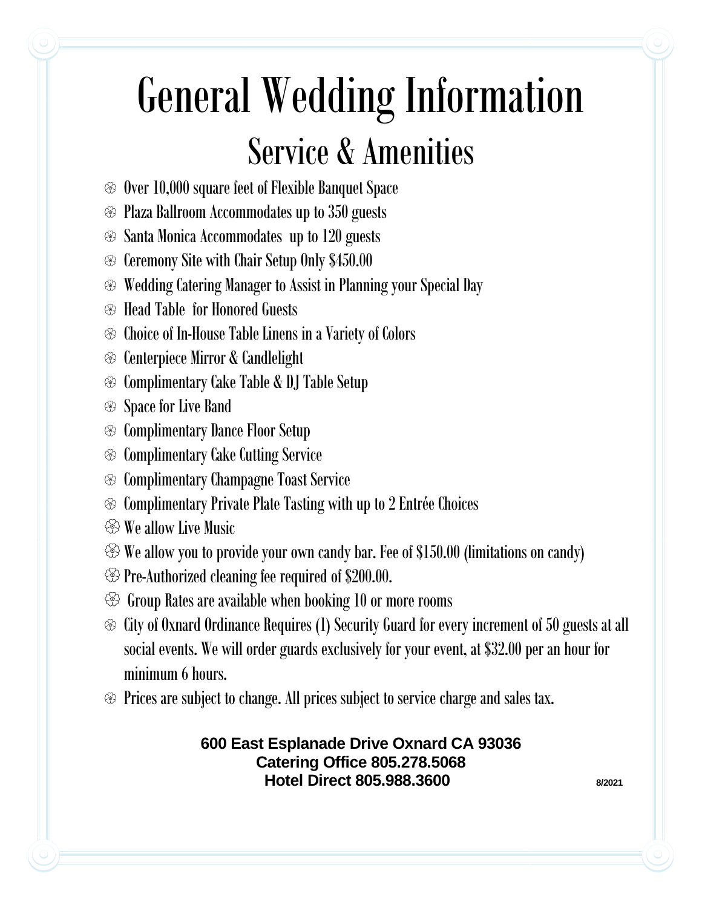# General Wedding Information

## Service & Amenities

- Over 10,000 square feet of Flexible Banquet Space
- Plaza Ballroom Accommodates up to 350 guests
- Santa Monica Accommodates up to 120 guests
- Ceremony Site with Chair Setup Only $450.00
- Wedding Catering Manager to Assist in Planning your Special Day
- Head Table for Honored Guests
- Choice of In-House Table Linens in a Variety of Colors
- Centerpiece Mirror & Candlelight
- Complimentary Cake Table & DJ Table Setup
- Space for Live Band
- Complimentary Dance Floor Setup
- Complimentary Cake Cutting Service
- Complimentary Champagne Toast Service
- Complimentary Private Plate Tasting with up to 2 Entrée Choices
- We allow Live Music
- We allow you to provide your own candy bar. Fee of $150.00 (limitations on candy)
- Pre-Authorized cleaning fee required of $200.00.
- Group Rates are available when booking 10 or more rooms
- City of Oxnard Ordinance Requires (1) Security Guard for every increment of 50 guests at all social events. We will order guards exclusively for your event, at $32.00 per an hour for minimum 6 hours.
- Prices are subject to change. All prices subject to service charge and sales tax.

**600 East Esplanade Drive Oxnard CA 93036**
**Catering Office 805.278.5068**
**Hotel Direct 805.988.3600**

8/2021